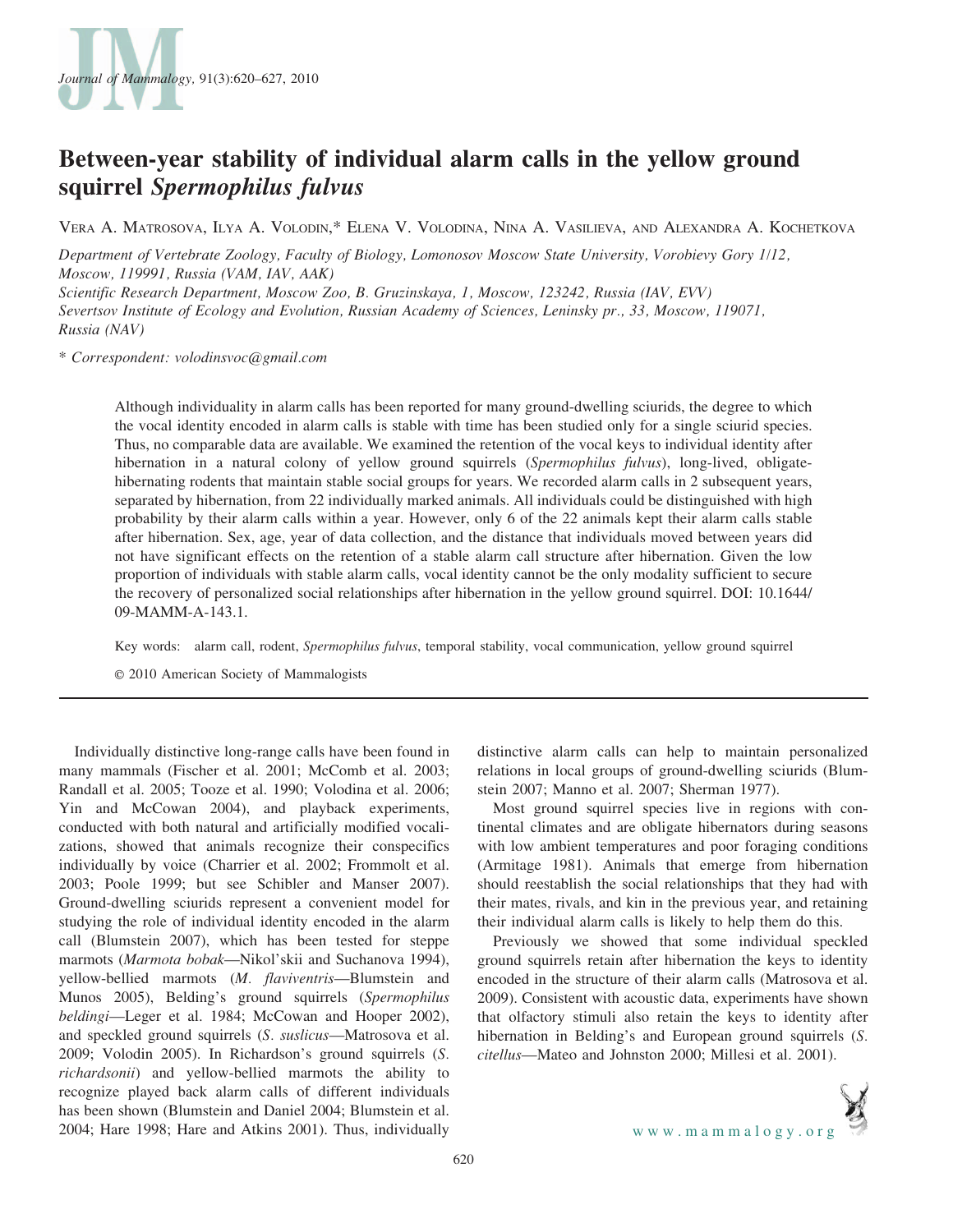# Between-year stability of individual alarm calls in the yellow ground squirrel *Spermophilus fulvus*

Vera A. Matrosova, Ilya A. Volodin,* Elena V. Volodina, Nina A. Vasilieva, and Alexandra A. Kochetkova

*Department of Vertebrate Zoology, Faculty of Biology, Lomonosov Moscow State University, Vorobievy Gory 1/12, Moscow, 119991, Russia (VAM, IAV, AAK)*
*Scientific Research Department, Moscow Zoo, B. Gruzinskaya, 1, Moscow, 123242, Russia (IAV, EVV)*
*Severtsov Institute of Ecology and Evolution, Russian Academy of Sciences, Leninsky pr., 33, Moscow, 119071, Russia (NAV)*

\* *Correspondent: volodinsvoc@gmail.com*

Although individuality in alarm calls has been reported for many ground-dwelling sciurids, the degree to which the vocal identity encoded in alarm calls is stable with time has been studied only for a single sciurid species. Thus, no comparable data are available. We examined the retention of the vocal keys to individual identity after hibernation in a natural colony of yellow ground squirrels (*Spermophilus fulvus*), long-lived, obligate-hibernating rodents that maintain stable social groups for years. We recorded alarm calls in 2 subsequent years, separated by hibernation, from 22 individually marked animals. All individuals could be distinguished with high probability by their alarm calls within a year. However, only 6 of the 22 animals kept their alarm calls stable after hibernation. Sex, age, year of data collection, and the distance that individuals moved between years did not have significant effects on the retention of a stable alarm call structure after hibernation. Given the low proportion of individuals with stable alarm calls, vocal identity cannot be the only modality sufficient to secure the recovery of personalized social relationships after hibernation in the yellow ground squirrel. DOI: 10.1644/09-MAMM-A-143.1.

Key words: alarm call, rodent, *Spermophilus fulvus*, temporal stability, vocal communication, yellow ground squirrel

© 2010 American Society of Mammalogists

Individually distinctive long-range calls have been found in many mammals (Fischer et al. 2001; McComb et al. 2003; Randall et al. 2005; Tooze et al. 1990; Volodina et al. 2006; Yin and McCowan 2004), and playback experiments, conducted with both natural and artificially modified vocalizations, showed that animals recognize their conspecifics individually by voice (Charrier et al. 2002; Frommolt et al. 2003; Poole 1999; but see Schibler and Manser 2007). Ground-dwelling sciurids represent a convenient model for studying the role of individual identity encoded in the alarm call (Blumstein 2007), which has been tested for steppe marmots (*Marmota bobak*—Nikol'skii and Suchanova 1994), yellow-bellied marmots (*M. flaviventris*—Blumstein and Munos 2005), Belding's ground squirrels (*Spermophilus beldingi*—Leger et al. 1984; McCowan and Hooper 2002), and speckled ground squirrels (*S. suslicus*—Matrosova et al. 2009; Volodin 2005). In Richardson's ground squirrels (*S. richardsonii*) and yellow-bellied marmots the ability to recognize played back alarm calls of different individuals has been shown (Blumstein and Daniel 2004; Blumstein et al. 2004; Hare 1998; Hare and Atkins 2001). Thus, individually distinctive alarm calls can help to maintain personalized relations in local groups of ground-dwelling sciurids (Blumstein 2007; Manno et al. 2007; Sherman 1977).

Most ground squirrel species live in regions with continental climates and are obligate hibernators during seasons with low ambient temperatures and poor foraging conditions (Armitage 1981). Animals that emerge from hibernation should reestablish the social relationships that they had with their mates, rivals, and kin in the previous year, and retaining their individual alarm calls is likely to help them do this.

Previously we showed that some individual speckled ground squirrels retain after hibernation the keys to identity encoded in the structure of their alarm calls (Matrosova et al. 2009). Consistent with acoustic data, experiments have shown that olfactory stimuli also retain the keys to identity after hibernation in Belding's and European ground squirrels (*S. citellus*—Mateo and Johnston 2000; Millesi et al. 2001).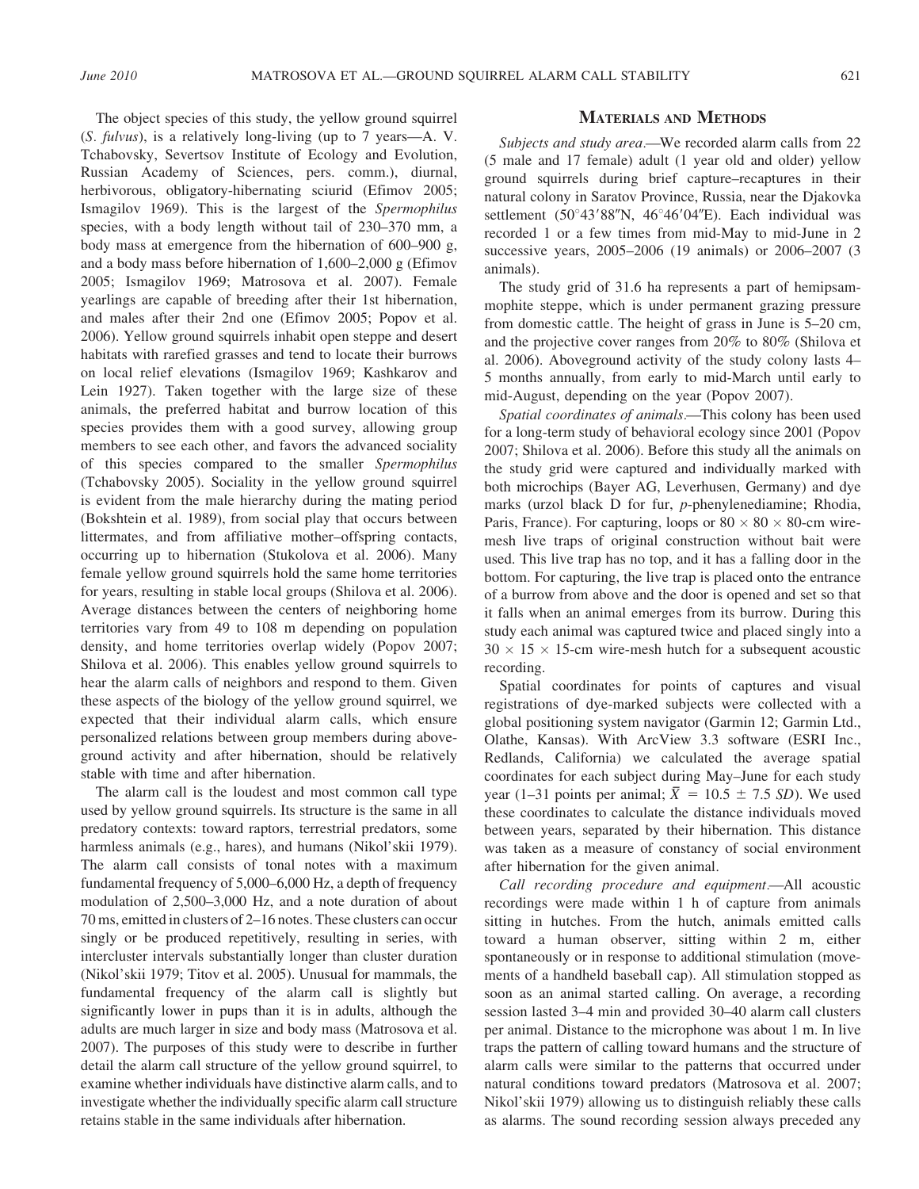The object species of this study, the yellow ground squirrel (*S. fulvus*), is a relatively long-living (up to 7 years—A. V. Tchabovsky, Severtsov Institute of Ecology and Evolution, Russian Academy of Sciences, pers. comm.), diurnal, herbivorous, obligatory-hibernating sciurid (Efimov 2005; Ismagilov 1969). This is the largest of the *Spermophilus* species, with a body length without tail of 230–370 mm, a body mass at emergence from the hibernation of 600–900 g, and a body mass before hibernation of 1,600–2,000 g (Efimov 2005; Ismagilov 1969; Matrosova et al. 2007). Female yearlings are capable of breeding after their 1st hibernation, and males after their 2nd one (Efimov 2005; Popov et al. 2006). Yellow ground squirrels inhabit open steppe and desert habitats with rarefied grasses and tend to locate their burrows on local relief elevations (Ismagilov 1969; Kashkarov and Lein 1927). Taken together with the large size of these animals, the preferred habitat and burrow location of this species provides them with a good survey, allowing group members to see each other, and favors the advanced sociality of this species compared to the smaller *Spermophilus* (Tchabovsky 2005). Sociality in the yellow ground squirrel is evident from the male hierarchy during the mating period (Bokshtein et al. 1989), from social play that occurs between littermates, and from affiliative mother–offspring contacts, occurring up to hibernation (Stukolova et al. 2006). Many female yellow ground squirrels hold the same home territories for years, resulting in stable local groups (Shilova et al. 2006). Average distances between the centers of neighboring home territories vary from 49 to 108 m depending on population density, and home territories overlap widely (Popov 2007; Shilova et al. 2006). This enables yellow ground squirrels to hear the alarm calls of neighbors and respond to them. Given these aspects of the biology of the yellow ground squirrel, we expected that their individual alarm calls, which ensure personalized relations between group members during aboveground activity and after hibernation, should be relatively stable with time and after hibernation.

The alarm call is the loudest and most common call type used by yellow ground squirrels. Its structure is the same in all predatory contexts: toward raptors, terrestrial predators, some harmless animals (e.g., hares), and humans (Nikol'skii 1979). The alarm call consists of tonal notes with a maximum fundamental frequency of 5,000–6,000 Hz, a depth of frequency modulation of 2,500–3,000 Hz, and a note duration of about 70 ms, emitted in clusters of 2–16 notes. These clusters can occur singly or be produced repetitively, resulting in series, with intercluster intervals substantially longer than cluster duration (Nikol'skii 1979; Titov et al. 2005). Unusual for mammals, the fundamental frequency of the alarm call is slightly but significantly lower in pups than it is in adults, although the adults are much larger in size and body mass (Matrosova et al. 2007). The purposes of this study were to describe in further detail the alarm call structure of the yellow ground squirrel, to examine whether individuals have distinctive alarm calls, and to investigate whether the individually specific alarm call structure retains stable in the same individuals after hibernation.

## Materials and Methods

*Subjects and study area.*—We recorded alarm calls from 22 (5 male and 17 female) adult (1 year old and older) yellow ground squirrels during brief capture–recaptures in their natural colony in Saratov Province, Russia, near the Djakovka settlement (50°43′88″N, 46°46′04″E). Each individual was recorded 1 or a few times from mid-May to mid-June in 2 successive years, 2005–2006 (19 animals) or 2006–2007 (3 animals).

The study grid of 31.6 ha represents a part of hemipsammophite steppe, which is under permanent grazing pressure from domestic cattle. The height of grass in June is 5–20 cm, and the projective cover ranges from 20% to 80% (Shilova et al. 2006). Aboveground activity of the study colony lasts 4–5 months annually, from early to mid-March until early to mid-August, depending on the year (Popov 2007).

*Spatial coordinates of animals.*—This colony has been used for a long-term study of behavioral ecology since 2001 (Popov 2007; Shilova et al. 2006). Before this study all the animals on the study grid were captured and individually marked with both microchips (Bayer AG, Leverhusen, Germany) and dye marks (urzol black D for fur, *p*-phenylenediamine; Rhodia, Paris, France). For capturing, loops or 80 × 80 × 80-cm wire-mesh live traps of original construction without bait were used. This live trap has no top, and it has a falling door in the bottom. For capturing, the live trap is placed onto the entrance of a burrow from above and the door is opened and set so that it falls when an animal emerges from its burrow. During this study each animal was captured twice and placed singly into a 30 × 15 × 15-cm wire-mesh hutch for a subsequent acoustic recording.

Spatial coordinates for points of captures and visual registrations of dye-marked subjects were collected with a global positioning system navigator (Garmin 12; Garmin Ltd., Olathe, Kansas). With ArcView 3.3 software (ESRI Inc., Redlands, California) we calculated the average spatial coordinates for each subject during May–June for each study year (1–31 points per animal; $\bar{X}$ = 10.5 ± 7.5 *SD*). We used these coordinates to calculate the distance individuals moved between years, separated by their hibernation. This distance was taken as a measure of constancy of social environment after hibernation for the given animal.

*Call recording procedure and equipment.*—All acoustic recordings were made within 1 h of capture from animals sitting in hutches. From the hutch, animals emitted calls toward a human observer, sitting within 2 m, either spontaneously or in response to additional stimulation (movements of a handheld baseball cap). All stimulation stopped as soon as an animal started calling. On average, a recording session lasted 3–4 min and provided 30–40 alarm call clusters per animal. Distance to the microphone was about 1 m. In live traps the pattern of calling toward humans and the structure of alarm calls were similar to the patterns that occurred under natural conditions toward predators (Matrosova et al. 2007; Nikol'skii 1979) allowing us to distinguish reliably these calls as alarms. The sound recording session always preceded any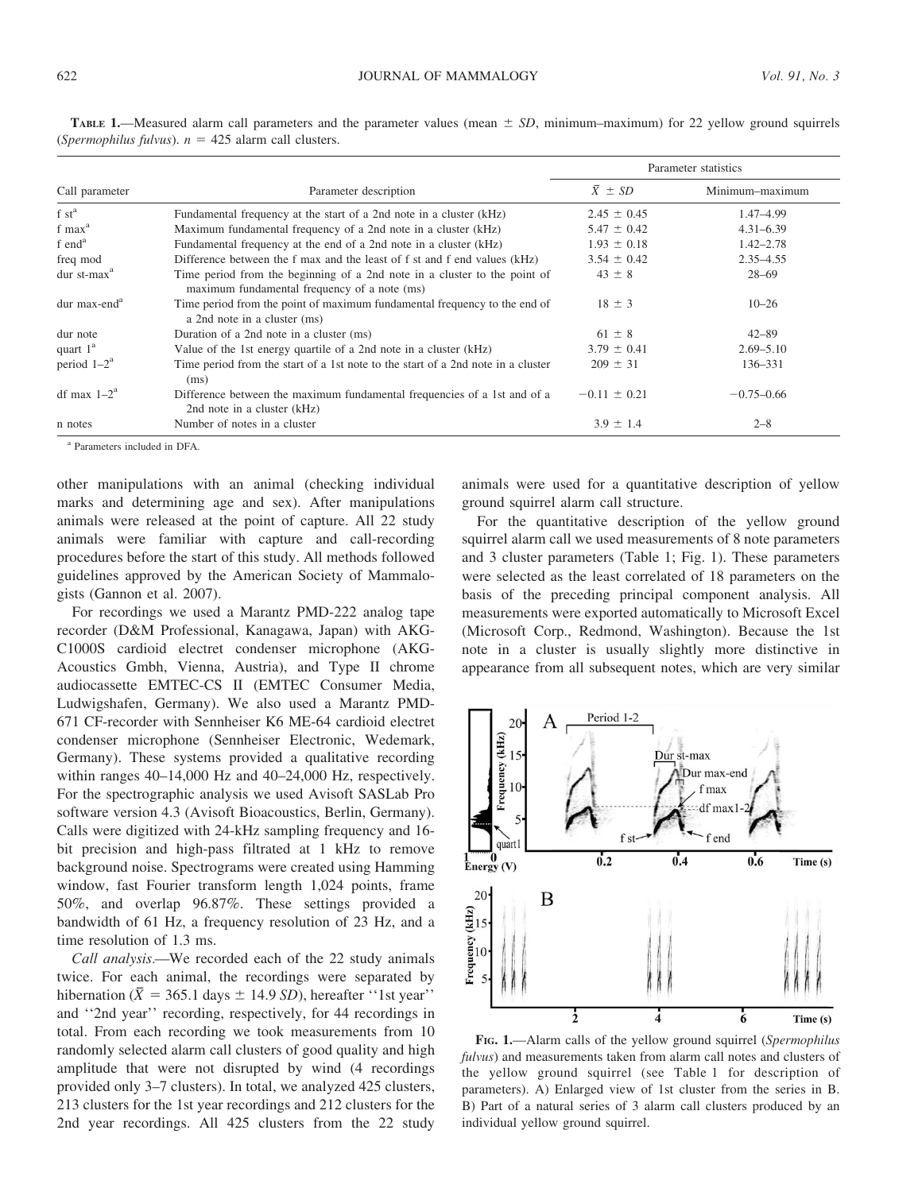**TABLE 1.**—Measured alarm call parameters and the parameter values (mean ± *SD*, minimum–maximum) for 22 yellow ground squirrels (*Spermophilus fulvus*). $n = 425$ alarm call clusters.

| Call parameter | Parameter description | Parameter statistics | |
|---|---|---|---|
| | | $\bar{X} \pm SD$ | Minimum–maximum |
| f st[a] | Fundamental frequency at the start of a 2nd note in a cluster (kHz) | 2.45 ± 0.45 | 1.47–4.99 |
| f max[a] | Maximum fundamental frequency of a 2nd note in a cluster (kHz) | 5.47 ± 0.42 | 4.31–6.39 |
| f end[a] | Fundamental frequency at the end of a 2nd note in a cluster (kHz) | 1.93 ± 0.18 | 1.42–2.78 |
| freq mod | Difference between the f max and the least of f st and f end values (kHz) | 3.54 ± 0.42 | 2.35–4.55 |
| dur st-max[a] | Time period from the beginning of a 2nd note in a cluster to the point of maximum fundamental frequency of a note (ms) | 43 ± 8 | 28–69 |
| dur max-end[a] | Time period from the point of maximum fundamental frequency to the end of a 2nd note in a cluster (ms) | 18 ± 3 | 10–26 |
| dur note | Duration of a 2nd note in a cluster (ms) | 61 ± 8 | 42–89 |
| quart 1[a] | Value of the 1st energy quartile of a 2nd note in a cluster (kHz) | 3.79 ± 0.41 | 2.69–5.10 |
| period 1–2[a] | Time period from the start of a 1st note to the start of a 2nd note in a cluster (ms) | 209 ± 31 | 136–331 |
| df max 1–2[a] | Difference between the maximum fundamental frequencies of a 1st and of a 2nd note in a cluster (kHz) | −0.11 ± 0.21 | −0.75–0.66 |
| n notes | Number of notes in a cluster | 3.9 ± 1.4 | 2–8 |

[a] Parameters included in DFA.

other manipulations with an animal (checking individual marks and determining age and sex). After manipulations animals were released at the point of capture. All 22 study animals were familiar with capture and call-recording procedures before the start of this study. All methods followed guidelines approved by the American Society of Mammalogists (Gannon et al. 2007).

For recordings we used a Marantz PMD-222 analog tape recorder (D&M Professional, Kanagawa, Japan) with AKG-C1000S cardioid electret condenser microphone (AKG-Acoustics Gmbh, Vienna, Austria), and Type II chrome audiocassette EMTEC-CS II (EMTEC Consumer Media, Ludwigshafen, Germany). We also used a Marantz PMD-671 CF-recorder with Sennheiser K6 ME-64 cardioid electret condenser microphone (Sennheiser Electronic, Wedemark, Germany). These systems provided a qualitative recording within ranges 40–14,000 Hz and 40–24,000 Hz, respectively. For the spectrographic analysis we used Avisoft SASLab Pro software version 4.3 (Avisoft Bioacoustics, Berlin, Germany). Calls were digitized with 24-kHz sampling frequency and 16-bit precision and high-pass filtrated at 1 kHz to remove background noise. Spectrograms were created using Hamming window, fast Fourier transform length 1,024 points, frame 50%, and overlap 96.87%. These settings provided a bandwidth of 61 Hz, a frequency resolution of 23 Hz, and a time resolution of 1.3 ms.

*Call analysis.*—We recorded each of the 22 study animals twice. For each animal, the recordings were separated by hibernation ($\bar{X}$ = 365.1 days ± 14.9 *SD*), hereafter ''1st year'' and ''2nd year'' recording, respectively, for 44 recordings in total. From each recording we took measurements from 10 randomly selected alarm call clusters of good quality and high amplitude that were not disrupted by wind (4 recordings provided only 3–7 clusters). In total, we analyzed 425 clusters, 213 clusters for the 1st year recordings and 212 clusters for the 2nd year recordings. All 425 clusters from the 22 study animals were used for a quantitative description of yellow ground squirrel alarm call structure.

For the quantitative description of the yellow ground squirrel alarm call we used measurements of 8 note parameters and 3 cluster parameters (Table 1; Fig. 1). These parameters were selected as the least correlated of 18 parameters on the basis of the preceding principal component analysis. All measurements were exported automatically to Microsoft Excel (Microsoft Corp., Redmond, Washington). Because the 1st note in a cluster is usually slightly more distinctive in appearance from all subsequent notes, which are very similar

**FIG. 1.**—Alarm calls of the yellow ground squirrel (*Spermophilus fulvus*) and measurements taken from alarm call notes and clusters of the yellow ground squirrel (see Table 1 for description of parameters). A) Enlarged view of 1st cluster from the series in B. B) Part of a natural series of 3 alarm call clusters produced by an individual yellow ground squirrel.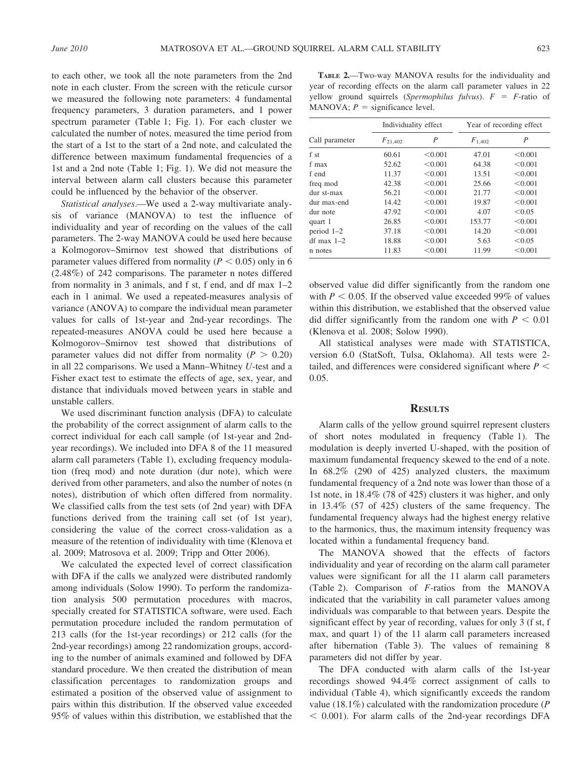to each other, we took all the note parameters from the 2nd note in each cluster. From the screen with the reticule cursor we measured the following note parameters: 4 fundamental frequency parameters, 3 duration parameters, and 1 power spectrum parameter (Table 1; Fig. 1). For each cluster we calculated the number of notes, measured the time period from the start of a 1st to the start of a 2nd note, and calculated the difference between maximum fundamental frequencies of a 1st and a 2nd note (Table 1; Fig. 1). We did not measure the interval between alarm call clusters because this parameter could be influenced by the behavior of the observer.

*Statistical analyses*.—We used a 2-way multivariate analysis of variance (MANOVA) to test the influence of individuality and year of recording on the values of the call parameters. The 2-way MANOVA could be used here because a Kolmogorov–Smirnov test showed that distributions of parameter values differed from normality ($P < 0.05$) only in 6 (2.48%) of 242 comparisons. The parameter n notes differed from normality in 3 animals, and f st, f end, and df max 1–2 each in 1 animal. We used a repeated-measures analysis of variance (ANOVA) to compare the individual mean parameter values for calls of 1st-year and 2nd-year recordings. The repeated-measures ANOVA could be used here because a Kolmogorov–Smirnov test showed that distributions of parameter values did not differ from normality ($P > 0.20$) in all 22 comparisons. We used a Mann–Whitney *U*-test and a Fisher exact test to estimate the effects of age, sex, year, and distance that individuals moved between years in stable and unstable callers.

We used discriminant function analysis (DFA) to calculate the probability of the correct assignment of alarm calls to the correct individual for each call sample (of 1st-year and 2nd-year recordings). We included into DFA 8 of the 11 measured alarm call parameters (Table 1), excluding frequency modulation (freq mod) and note duration (dur note), which were derived from other parameters, and also the number of notes (n notes), distribution of which often differed from normality. We classified calls from the test sets (of 2nd year) with DFA functions derived from the training call set (of 1st year), considering the value of the correct cross-validation as a measure of the retention of individuality with time (Klenova et al. 2009; Matrosova et al. 2009; Tripp and Otter 2006).

We calculated the expected level of correct classification with DFA if the calls we analyzed were distributed randomly among individuals (Solow 1990). To perform the randomization analysis 500 permutation procedures with macros, specially created for STATISTICA software, were used. Each permutation procedure included the random permutation of 213 calls (for the 1st-year recordings) or 212 calls (for the 2nd-year recordings) among 22 randomization groups, according to the number of animals examined and followed by DFA standard procedure. We then created the distribution of mean classification percentages to randomization groups and estimated a position of the observed value of assignment to pairs within this distribution. If the observed value exceeded 95% of values within this distribution, we established that the observed value did differ significantly from the random one with $P < 0.05$. If the observed value exceeded 99% of values within this distribution, we established that the observed value did differ significantly from the random one with $P < 0.01$ (Klenova et al. 2008; Solow 1990).

All statistical analyses were made with STATISTICA, version 6.0 (StatSoft, Tulsa, Oklahoma). All tests were 2-tailed, and differences were considered significant where $P < 0.05$.

**TABLE 2.**—Two-way MANOVA results for the individuality and year of recording effects on the alarm call parameter values in 22 yellow ground squirrels (*Spermophilus fulvus*). $F$ = $F$-ratio of MANOVA; $P$ = significance level.

| Call parameter | Individuality effect | | Year of recording effect | |
|---|---|---|---|---|
| | $F_{21,402}$ | $P$ | $F_{1,402}$ | $P$ |
| f st | 60.61 | <0.001 | 47.01 | <0.001 |
| f max | 52.62 | <0.001 | 64.38 | <0.001 |
| f end | 11.37 | <0.001 | 13.51 | <0.001 |
| freq mod | 42.38 | <0.001 | 25.66 | <0.001 |
| dur st-max | 56.21 | <0.001 | 21.77 | <0.001 |
| dur max-end | 14.42 | <0.001 | 19.87 | <0.001 |
| dur note | 47.92 | <0.001 | 4.07 | <0.05 |
| quart 1 | 26.85 | <0.001 | 153.77 | <0.001 |
| period 1–2 | 37.18 | <0.001 | 14.20 | <0.001 |
| df max 1–2 | 18.88 | <0.001 | 5.63 | <0.05 |
| n notes | 11.83 | <0.001 | 11.99 | <0.001 |

## RESULTS

Alarm calls of the yellow ground squirrel represent clusters of short notes modulated in frequency (Table 1). The modulation is deeply inverted U-shaped, with the position of maximum fundamental frequency skewed to the end of a note. In 68.2% (290 of 425) analyzed clusters, the maximum fundamental frequency of a 2nd note was lower than those of a 1st note, in 18.4% (78 of 425) clusters it was higher, and only in 13.4% (57 of 425) clusters of the same frequency. The fundamental frequency always had the highest energy relative to the harmonics, thus, the maximum intensity frequency was located within a fundamental frequency band.

The MANOVA showed that the effects of factors individuality and year of recording on the alarm call parameter values were significant for all the 11 alarm call parameters (Table 2). Comparison of $F$-ratios from the MANOVA indicated that the variability in call parameter values among individuals was comparable to that between years. Despite the significant effect by year of recording, values for only 3 (f st, f max, and quart 1) of the 11 alarm call parameters increased after hibernation (Table 3). The values of remaining 8 parameters did not differ by year.

The DFA conducted with alarm calls of the 1st-year recordings showed 94.4% correct assignment of calls to individual (Table 4), which significantly exceeds the random value (18.1%) calculated with the randomization procedure ($P < 0.001$). For alarm calls of the 2nd-year recordings DFA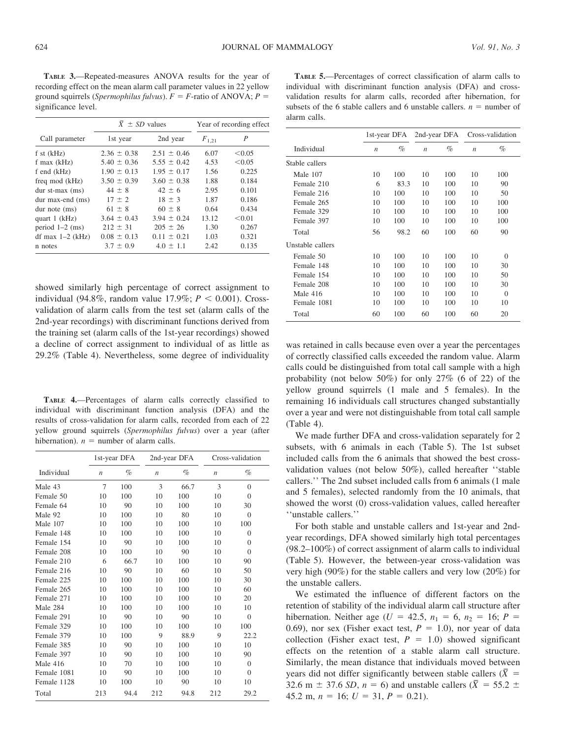**TABLE 3.**—Repeated-measures ANOVA results for the year of recording effect on the mean alarm call parameter values in 22 yellow ground squirrels (*Spermophilus fulvus*). $F$ = $F$-ratio of ANOVA; $P$ = significance level.

| Call parameter | $\bar{X} \pm SD$ values | | Year of recording effect | |
|---|---|---|---|---|
| | 1st year | 2nd year | $F_{1,21}$ | $P$ |
| f st (kHz) | 2.36 ± 0.38 | 2.51 ± 0.46 | 6.07 | <0.05 |
| f max (kHz) | 5.40 ± 0.36 | 5.55 ± 0.42 | 4.53 | <0.05 |
| f end (kHz) | 1.90 ± 0.13 | 1.95 ± 0.17 | 1.56 | 0.225 |
| freq mod (kHz) | 3.50 ± 0.39 | 3.60 ± 0.38 | 1.88 | 0.184 |
| dur st-max (ms) | 44 ± 8 | 42 ± 6 | 2.95 | 0.101 |
| dur max-end (ms) | 17 ± 2 | 18 ± 3 | 1.87 | 0.186 |
| dur note (ms) | 61 ± 8 | 60 ± 8 | 0.64 | 0.434 |
| quart 1 (kHz) | 3.64 ± 0.43 | 3.94 ± 0.24 | 13.12 | <0.01 |
| period 1–2 (ms) | 212 ± 31 | 205 ± 26 | 1.30 | 0.267 |
| df max 1–2 (kHz) | 0.08 ± 0.13 | 0.11 ± 0.21 | 1.03 | 0.321 |
| n notes | 3.7 ± 0.9 | 4.0 ± 1.1 | 2.42 | 0.135 |

showed similarly high percentage of correct assignment to individual (94.8%, random value 17.9%; $P < 0.001$). Cross-validation of alarm calls from the test set (alarm calls of the 2nd-year recordings) with discriminant functions derived from the training set (alarm calls of the 1st-year recordings) showed a decline of correct assignment to individual of as little as 29.2% (Table 4). Nevertheless, some degree of individuality was retained in calls because even over a year the percentages of correctly classified calls exceeded the random value. Alarm calls could be distinguished from total call sample with a high probability (not below 50%) for only 27% (6 of 22) of the yellow ground squirrels (1 male and 5 females). In the remaining 16 individuals call structures changed substantially over a year and were not distinguishable from total call sample (Table 4).

**TABLE 4.**—Percentages of alarm calls correctly classified to individual with discriminant function analysis (DFA) and the results of cross-validation for alarm calls, recorded from each of 22 yellow ground squirrels (*Spermophilus fulvus*) over a year (after hibernation). $n$ = number of alarm calls.

| Individual | 1st-year DFA | | 2nd-year DFA | | Cross-validation | |
|---|---|---|---|---|---|---|
| | $n$ | % | $n$ | % | $n$ | % |
| Male 43 | 7 | 100 | 3 | 66.7 | 3 | 0 |
| Female 50 | 10 | 100 | 10 | 100 | 10 | 0 |
| Female 64 | 10 | 90 | 10 | 100 | 10 | 30 |
| Male 92 | 10 | 100 | 10 | 80 | 10 | 0 |
| Male 107 | 10 | 100 | 10 | 100 | 10 | 100 |
| Female 148 | 10 | 100 | 10 | 100 | 10 | 0 |
| Female 154 | 10 | 90 | 10 | 100 | 10 | 0 |
| Female 208 | 10 | 100 | 10 | 90 | 10 | 0 |
| Female 210 | 6 | 66.7 | 10 | 100 | 10 | 90 |
| Female 216 | 10 | 90 | 10 | 60 | 10 | 50 |
| Female 225 | 10 | 100 | 10 | 100 | 10 | 30 |
| Female 265 | 10 | 100 | 10 | 100 | 10 | 60 |
| Female 271 | 10 | 100 | 10 | 100 | 10 | 20 |
| Male 284 | 10 | 100 | 10 | 100 | 10 | 10 |
| Female 291 | 10 | 90 | 10 | 90 | 10 | 0 |
| Female 329 | 10 | 100 | 10 | 100 | 10 | 100 |
| Female 379 | 10 | 100 | 9 | 88.9 | 9 | 22.2 |
| Female 385 | 10 | 90 | 10 | 100 | 10 | 10 |
| Female 397 | 10 | 90 | 10 | 100 | 10 | 90 |
| Male 416 | 10 | 70 | 10 | 100 | 10 | 0 |
| Female 1081 | 10 | 90 | 10 | 100 | 10 | 0 |
| Female 1128 | 10 | 100 | 10 | 90 | 10 | 10 |
| Total | 213 | 94.4 | 212 | 94.8 | 212 | 29.2 |

**TABLE 5.**—Percentages of correct classification of alarm calls to individual with discriminant function analysis (DFA) and cross-validation results for alarm calls, recorded after hibernation, for subsets of the 6 stable callers and 6 unstable callers. $n$ = number of alarm calls.

| Individual | 1st-year DFA | | 2nd-year DFA | | Cross-validation | |
|---|---|---|---|---|---|---|
| | $n$ | % | $n$ | % | $n$ | % |
| Stable callers | | | | | | |
| Male 107 | 10 | 100 | 10 | 100 | 10 | 100 |
| Female 210 | 6 | 83.3 | 10 | 100 | 10 | 90 |
| Female 216 | 10 | 100 | 10 | 100 | 10 | 50 |
| Female 265 | 10 | 100 | 10 | 100 | 10 | 100 |
| Female 329 | 10 | 100 | 10 | 100 | 10 | 100 |
| Female 397 | 10 | 100 | 10 | 100 | 10 | 100 |
| Total | 56 | 98.2 | 60 | 100 | 60 | 90 |
| Unstable callers | | | | | | |
| Female 50 | 10 | 100 | 10 | 100 | 10 | 0 |
| Female 148 | 10 | 100 | 10 | 100 | 10 | 30 |
| Female 154 | 10 | 100 | 10 | 100 | 10 | 50 |
| Female 208 | 10 | 100 | 10 | 100 | 10 | 30 |
| Male 416 | 10 | 100 | 10 | 100 | 10 | 0 |
| Female 1081 | 10 | 100 | 10 | 100 | 10 | 10 |
| Total | 60 | 100 | 60 | 100 | 60 | 20 |

We made further DFA and cross-validation separately for 2 subsets, with 6 animals in each (Table 5). The 1st subset included calls from the 6 animals that showed the best cross-validation values (not below 50%), called hereafter ''stable callers.'' The 2nd subset included calls from 6 animals (1 male and 5 females), selected randomly from the 10 animals, that showed the worst (0) cross-validation values, called hereafter ''unstable callers.''

For both stable and unstable callers and 1st-year and 2nd-year recordings, DFA showed similarly high total percentages (98.2–100%) of correct assignment of alarm calls to individual (Table 5). However, the between-year cross-validation was very high (90%) for the stable callers and very low (20%) for the unstable callers.

We estimated the influence of different factors on the retention of stability of the individual alarm call structure after hibernation. Neither age ($U = 42.5$, $n_1 = 6$, $n_2 = 16$; $P = 0.69$), nor sex (Fisher exact test, $P = 1.0$), nor year of data collection (Fisher exact test, $P = 1.0$) showed significant effects on the retention of a stable alarm call structure. Similarly, the mean distance that individuals moved between years did not differ significantly between stable callers ($\bar{X} = 32.6$ m ± 37.6 $SD$, $n = 6$) and unstable callers ($\bar{X} = 55.2 \pm 45.2$ m, $n = 16$; $U = 31$, $P = 0.21$).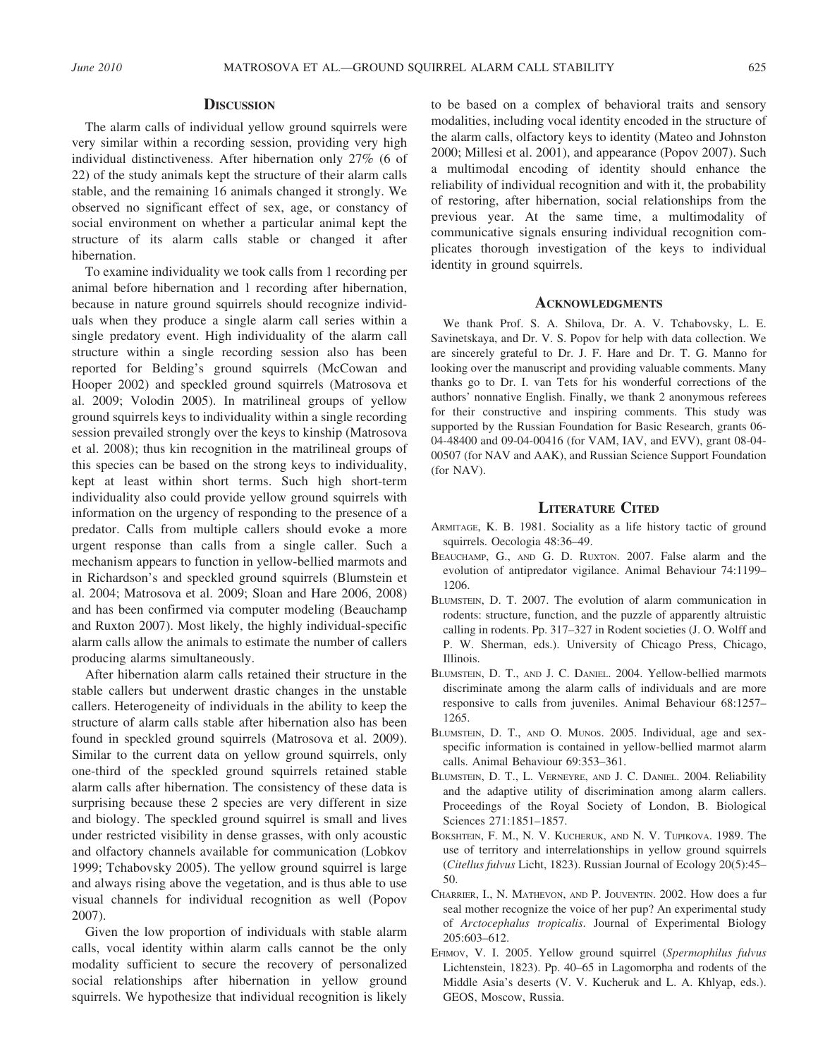## Discussion

The alarm calls of individual yellow ground squirrels were very similar within a recording session, providing very high individual distinctiveness. After hibernation only 27% (6 of 22) of the study animals kept the structure of their alarm calls stable, and the remaining 16 animals changed it strongly. We observed no significant effect of sex, age, or constancy of social environment on whether a particular animal kept the structure of its alarm calls stable or changed it after hibernation.

To examine individuality we took calls from 1 recording per animal before hibernation and 1 recording after hibernation, because in nature ground squirrels should recognize individuals when they produce a single alarm call series within a single predatory event. High individuality of the alarm call structure within a single recording session also has been reported for Belding's ground squirrels (McCowan and Hooper 2002) and speckled ground squirrels (Matrosova et al. 2009; Volodin 2005). In matrilineal groups of yellow ground squirrels keys to individuality within a single recording session prevailed strongly over the keys to kinship (Matrosova et al. 2008); thus kin recognition in the matrilineal groups of this species can be based on the strong keys to individuality, kept at least within short terms. Such high short-term individuality also could provide yellow ground squirrels with information on the urgency of responding to the presence of a predator. Calls from multiple callers should evoke a more urgent response than calls from a single caller. Such a mechanism appears to function in yellow-bellied marmots and in Richardson's and speckled ground squirrels (Blumstein et al. 2004; Matrosova et al. 2009; Sloan and Hare 2006, 2008) and has been confirmed via computer modeling (Beauchamp and Ruxton 2007). Most likely, the highly individual-specific alarm calls allow the animals to estimate the number of callers producing alarms simultaneously.

After hibernation alarm calls retained their structure in the stable callers but underwent drastic changes in the unstable callers. Heterogeneity of individuals in the ability to keep the structure of alarm calls stable after hibernation also has been found in speckled ground squirrels (Matrosova et al. 2009). Similar to the current data on yellow ground squirrels, only one-third of the speckled ground squirrels retained stable alarm calls after hibernation. The consistency of these data is surprising because these 2 species are very different in size and biology. The speckled ground squirrel is small and lives under restricted visibility in dense grasses, with only acoustic and olfactory channels available for communication (Lobkov 1999; Tchabovsky 2005). The yellow ground squirrel is large and always rising above the vegetation, and is thus able to use visual channels for individual recognition as well (Popov 2007).

Given the low proportion of individuals with stable alarm calls, vocal identity within alarm calls cannot be the only modality sufficient to secure the recovery of personalized social relationships after hibernation in yellow ground squirrels. We hypothesize that individual recognition is likely to be based on a complex of behavioral traits and sensory modalities, including vocal identity encoded in the structure of the alarm calls, olfactory keys to identity (Mateo and Johnston 2000; Millesi et al. 2001), and appearance (Popov 2007). Such a multimodal encoding of identity should enhance the reliability of individual recognition and with it, the probability of restoring, after hibernation, social relationships from the previous year. At the same time, a multimodality of communicative signals ensuring individual recognition complicates thorough investigation of the keys to individual identity in ground squirrels.

## Acknowledgments

We thank Prof. S. A. Shilova, Dr. A. V. Tchabovsky, L. E. Savinetskaya, and Dr. V. S. Popov for help with data collection. We are sincerely grateful to Dr. J. F. Hare and Dr. T. G. Manno for looking over the manuscript and providing valuable comments. Many thanks go to Dr. I. van Tets for his wonderful corrections of the authors' nonnative English. Finally, we thank 2 anonymous referees for their constructive and inspiring comments. This study was supported by the Russian Foundation for Basic Research, grants 06-04-48400 and 09-04-00416 (for VAM, IAV, and EVV), grant 08-04-00507 (for NAV and AAK), and Russian Science Support Foundation (for NAV).

## Literature Cited

Armitage, K. B. 1981. Sociality as a life history tactic of ground squirrels. Oecologia 48:36–49.

Beauchamp, G., and G. D. Ruxton. 2007. False alarm and the evolution of antipredator vigilance. Animal Behaviour 74:1199–1206.

Blumstein, D. T. 2007. The evolution of alarm communication in rodents: structure, function, and the puzzle of apparently altruistic calling in rodents. Pp. 317–327 in Rodent societies (J. O. Wolff and P. W. Sherman, eds.). University of Chicago Press, Chicago, Illinois.

Blumstein, D. T., and J. C. Daniel. 2004. Yellow-bellied marmots discriminate among the alarm calls of individuals and are more responsive to calls from juveniles. Animal Behaviour 68:1257–1265.

Blumstein, D. T., and O. Munos. 2005. Individual, age and sex-specific information is contained in yellow-bellied marmot alarm calls. Animal Behaviour 69:353–361.

Blumstein, D. T., L. Verneyre, and J. C. Daniel. 2004. Reliability and the adaptive utility of discrimination among alarm callers. Proceedings of the Royal Society of London, B. Biological Sciences 271:1851–1857.

Bokshtein, F. M., N. V. Kucheruk, and N. V. Tupikova. 1989. The use of territory and interrelationships in yellow ground squirrels (*Citellus fulvus* Licht, 1823). Russian Journal of Ecology 20(5):45–50.

Charrier, I., N. Mathevon, and P. Jouventin. 2002. How does a fur seal mother recognize the voice of her pup? An experimental study of *Arctocephalus tropicalis*. Journal of Experimental Biology 205:603–612.

Efimov, V. I. 2005. Yellow ground squirrel (*Spermophilus fulvus* Lichtenstein, 1823). Pp. 40–65 in Lagomorpha and rodents of the Middle Asia's deserts (V. V. Kucheruk and L. A. Khlyap, eds.). GEOS, Moscow, Russia.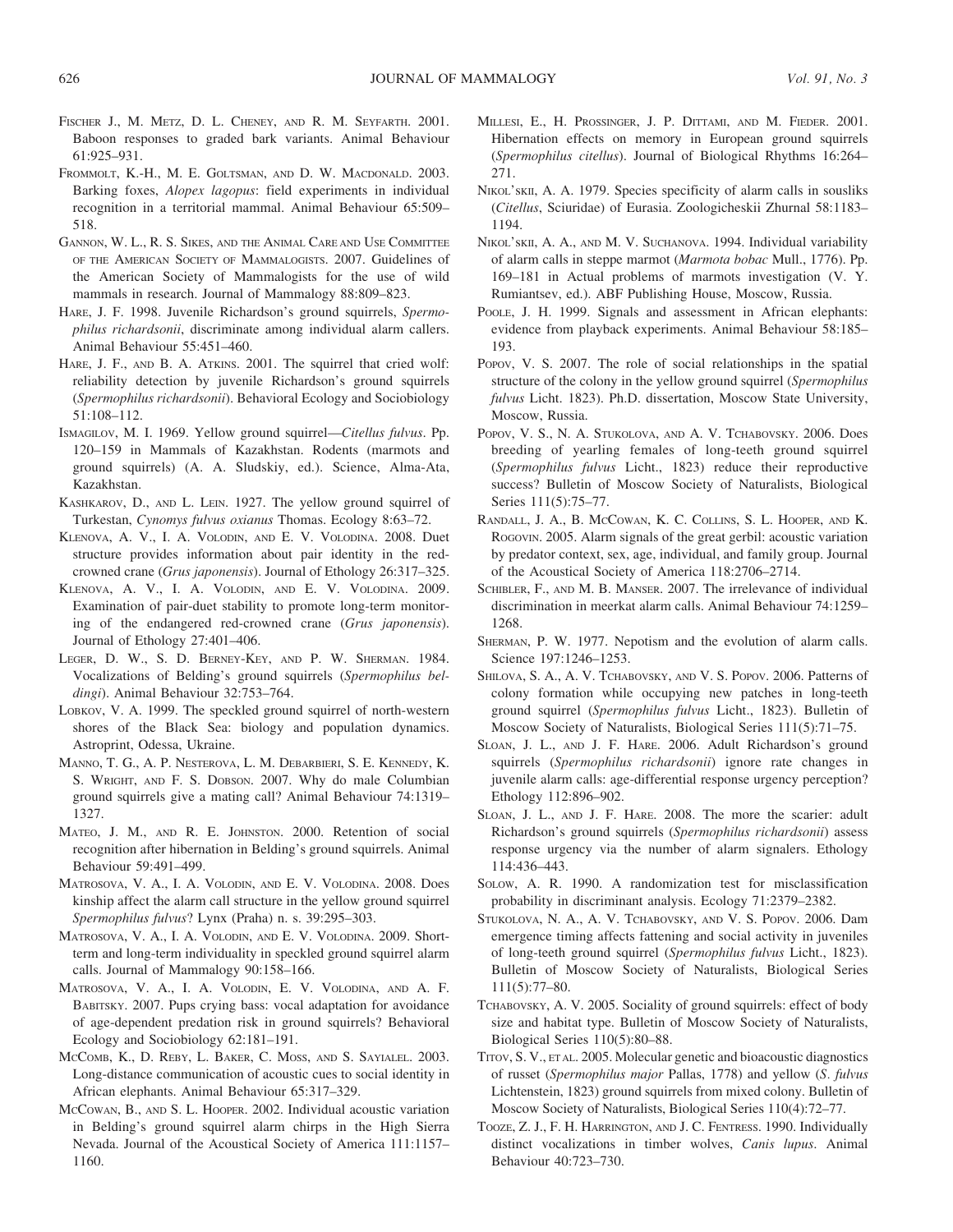Fischer J., M. Metz, D. L. Cheney, and R. M. Seyfarth. 2001. Baboon responses to graded bark variants. Animal Behaviour 61:925–931.

Frommolt, K.-H., M. E. Goltsman, and D. W. Macdonald. 2003. Barking foxes, *Alopex lagopus*: field experiments in individual recognition in a territorial mammal. Animal Behaviour 65:509–518.

Gannon, W. L., R. S. Sikes, and the Animal Care and Use Committee of the American Society of Mammalogists. 2007. Guidelines of the American Society of Mammalogists for the use of wild mammals in research. Journal of Mammalogy 88:809–823.

Hare, J. F. 1998. Juvenile Richardson's ground squirrels, *Spermophilus richardsonii*, discriminate among individual alarm callers. Animal Behaviour 55:451–460.

Hare, J. F., and B. A. Atkins. 2001. The squirrel that cried wolf: reliability detection by juvenile Richardson's ground squirrels (*Spermophilus richardsonii*). Behavioral Ecology and Sociobiology 51:108–112.

Ismagilov, M. I. 1969. Yellow ground squirrel—*Citellus fulvus*. Pp. 120–159 in Mammals of Kazakhstan. Rodents (marmots and ground squirrels) (A. A. Sludskiy, ed.). Science, Alma-Ata, Kazakhstan.

Kashkarov, D., and L. Lein. 1927. The yellow ground squirrel of Turkestan, *Cynomys fulvus oxianus* Thomas. Ecology 8:63–72.

Klenova, A. V., I. A. Volodin, and E. V. Volodina. 2008. Duet structure provides information about pair identity in the red-crowned crane (*Grus japonensis*). Journal of Ethology 26:317–325.

Klenova, A. V., I. A. Volodin, and E. V. Volodina. 2009. Examination of pair-duet stability to promote long-term monitoring of the endangered red-crowned crane (*Grus japonensis*). Journal of Ethology 27:401–406.

Leger, D. W., S. D. Berney-Key, and P. W. Sherman. 1984. Vocalizations of Belding's ground squirrels (*Spermophilus beldingi*). Animal Behaviour 32:753–764.

Lobkov, V. A. 1999. The speckled ground squirrel of north-western shores of the Black Sea: biology and population dynamics. Astroprint, Odessa, Ukraine.

Manno, T. G., A. P. Nesterova, L. M. Debarbieri, S. E. Kennedy, K. S. Wright, and F. S. Dobson. 2007. Why do male Columbian ground squirrels give a mating call? Animal Behaviour 74:1319–1327.

Mateo, J. M., and R. E. Johnston. 2000. Retention of social recognition after hibernation in Belding's ground squirrels. Animal Behaviour 59:491–499.

Matrosova, V. A., I. A. Volodin, and E. V. Volodina. 2008. Does kinship affect the alarm call structure in the yellow ground squirrel *Spermophilus fulvus*? Lynx (Praha) n. s. 39:295–303.

Matrosova, V. A., I. A. Volodin, and E. V. Volodina. 2009. Short-term and long-term individuality in speckled ground squirrel alarm calls. Journal of Mammalogy 90:158–166.

Matrosova, V. A., I. A. Volodin, E. V. Volodina, and A. F. Babitsky. 2007. Pups crying bass: vocal adaptation for avoidance of age-dependent predation risk in ground squirrels? Behavioral Ecology and Sociobiology 62:181–191.

McComb, K., D. Reby, L. Baker, C. Moss, and S. Sayialel. 2003. Long-distance communication of acoustic cues to social identity in African elephants. Animal Behaviour 65:317–329.

McCowan, B., and S. L. Hooper. 2002. Individual acoustic variation in Belding's ground squirrel alarm chirps in the High Sierra Nevada. Journal of the Acoustical Society of America 111:1157–1160.

Millesi, E., H. Prossinger, J. P. Dittami, and M. Fieder. 2001. Hibernation effects on memory in European ground squirrels (*Spermophilus citellus*). Journal of Biological Rhythms 16:264–271.

Nikol'skii, A. A. 1979. Species specificity of alarm calls in sousliks (*Citellus*, Sciuridae) of Eurasia. Zoologicheskii Zhurnal 58:1183–1194.

Nikol'skii, A. A., and M. V. Suchanova. 1994. Individual variability of alarm calls in steppe marmot (*Marmota bobac* Mull., 1776). Pp. 169–181 in Actual problems of marmots investigation (V. Y. Rumiantsev, ed.). ABF Publishing House, Moscow, Russia.

Poole, J. H. 1999. Signals and assessment in African elephants: evidence from playback experiments. Animal Behaviour 58:185–193.

Popov, V. S. 2007. The role of social relationships in the spatial structure of the colony in the yellow ground squirrel (*Spermophilus fulvus* Licht. 1823). Ph.D. dissertation, Moscow State University, Moscow, Russia.

Popov, V. S., N. A. Stukolova, and A. V. Tchabovsky. 2006. Does breeding of yearling females of long-teeth ground squirrel (*Spermophilus fulvus* Licht., 1823) reduce their reproductive success? Bulletin of Moscow Society of Naturalists, Biological Series 111(5):75–77.

Randall, J. A., B. McCowan, K. C. Collins, S. L. Hooper, and K. Rogovin. 2005. Alarm signals of the great gerbil: acoustic variation by predator context, sex, age, individual, and family group. Journal of the Acoustical Society of America 118:2706–2714.

Schibler, F., and M. B. Manser. 2007. The irrelevance of individual discrimination in meerkat alarm calls. Animal Behaviour 74:1259–1268.

Sherman, P. W. 1977. Nepotism and the evolution of alarm calls. Science 197:1246–1253.

Shilova, S. A., A. V. Tchabovsky, and V. S. Popov. 2006. Patterns of colony formation while occupying new patches in long-teeth ground squirrel (*Spermophilus fulvus* Licht., 1823). Bulletin of Moscow Society of Naturalists, Biological Series 111(5):71–75.

Sloan, J. L., and J. F. Hare. 2006. Adult Richardson's ground squirrels (*Spermophilus richardsonii*) ignore rate changes in juvenile alarm calls: age-differential response urgency perception? Ethology 112:896–902.

Sloan, J. L., and J. F. Hare. 2008. The more the scarier: adult Richardson's ground squirrels (*Spermophilus richardsonii*) assess response urgency via the number of alarm signalers. Ethology 114:436–443.

Solow, A. R. 1990. A randomization test for misclassification probability in discriminant analysis. Ecology 71:2379–2382.

Stukolova, N. A., A. V. Tchabovsky, and V. S. Popov. 2006. Dam emergence timing affects fattening and social activity in juveniles of long-teeth ground squirrel (*Spermophilus fulvus* Licht., 1823). Bulletin of Moscow Society of Naturalists, Biological Series 111(5):77–80.

Tchabovsky, A. V. 2005. Sociality of ground squirrels: effect of body size and habitat type. Bulletin of Moscow Society of Naturalists, Biological Series 110(5):80–88.

Titov, S. V., et al. 2005. Molecular genetic and bioacoustic diagnostics of russet (*Spermophilus major* Pallas, 1778) and yellow (*S. fulvus* Lichtenstein, 1823) ground squirrels from mixed colony. Bulletin of Moscow Society of Naturalists, Biological Series 110(4):72–77.

Tooze, Z. J., F. H. Harrington, and J. C. Fentress. 1990. Individually distinct vocalizations in timber wolves, *Canis lupus*. Animal Behaviour 40:723–730.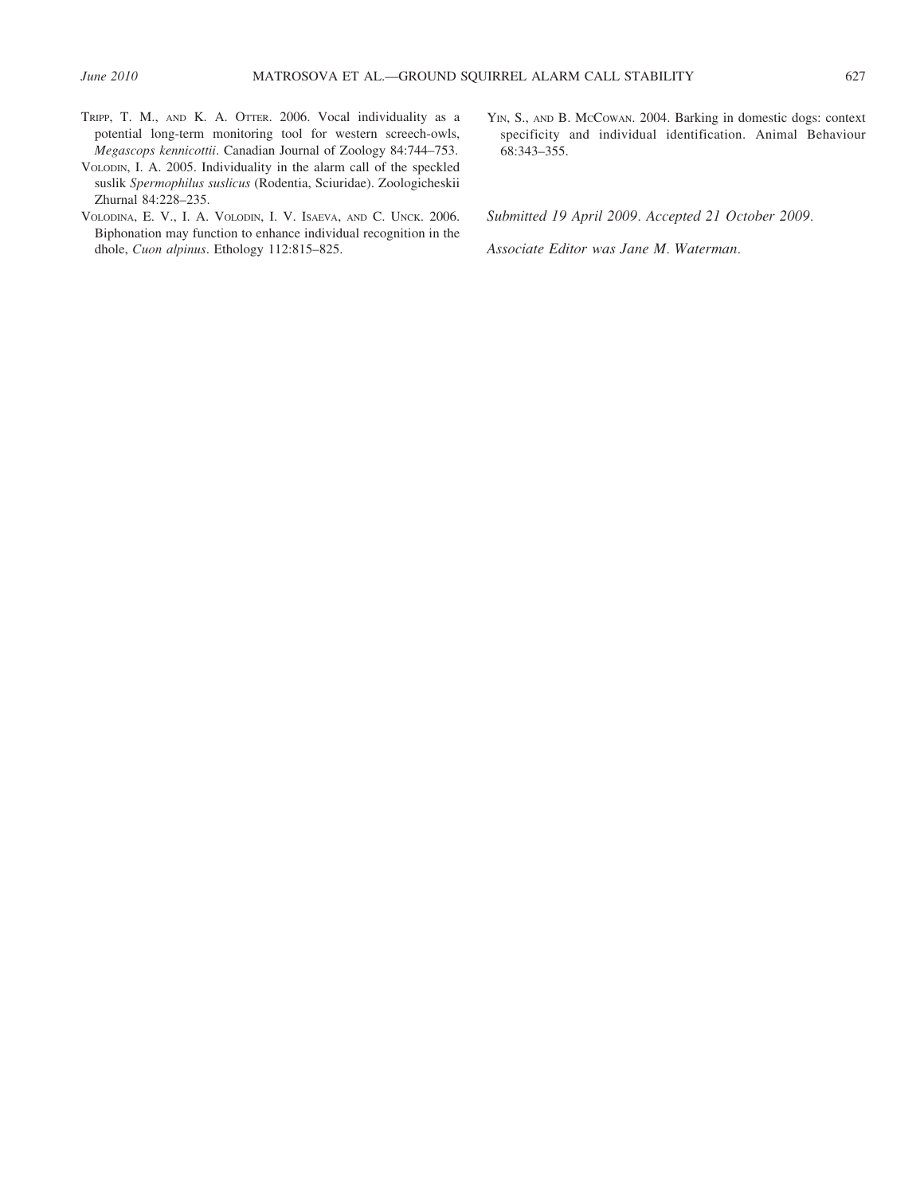Tripp, T. M., and K. A. Otter. 2006. Vocal individuality as a potential long-term monitoring tool for western screech-owls, *Megascops kennicottii*. Canadian Journal of Zoology 84:744–753.

Volodin, I. A. 2005. Individuality in the alarm call of the speckled suslik *Spermophilus suslicus* (Rodentia, Sciuridae). Zoologicheskii Zhurnal 84:228–235.

Volodina, E. V., I. A. Volodin, I. V. Isaeva, and C. Unck. 2006. Biphonation may function to enhance individual recognition in the dhole, *Cuon alpinus*. Ethology 112:815–825.

Yin, S., and B. McCowan. 2004. Barking in domestic dogs: context specificity and individual identification. Animal Behaviour 68:343–355.

*Submitted 19 April 2009. Accepted 21 October 2009.*

*Associate Editor was Jane M. Waterman.*